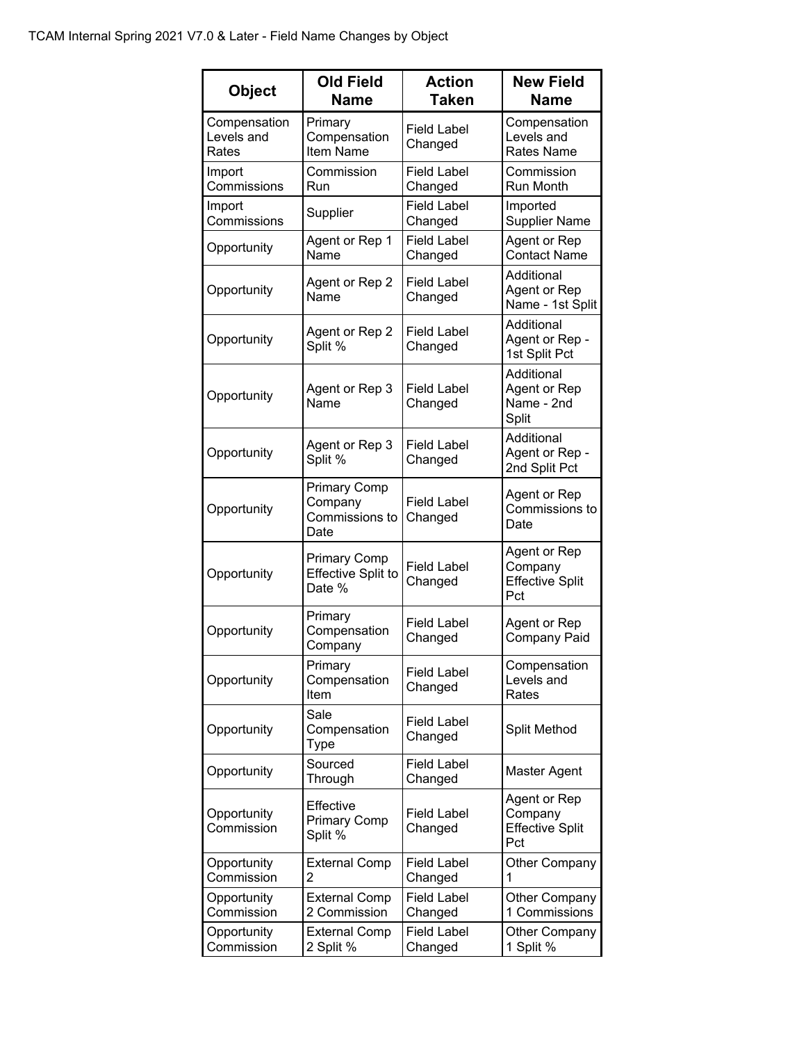TCAM Internal Spring 2021 V7.0 & Later - Field Name Changes by Object

| Object | Old Field Name | Action Taken | New Field Name |
|---|---|---|---|
| Compensation Levels and Rates | Primary Compensation Item Name | Field Label Changed | Compensation Levels and Rates Name |
| Import Commissions | Commission Run | Field Label Changed | Commission Run Month |
| Import Commissions | Supplier | Field Label Changed | Imported Supplier Name |
| Opportunity | Agent or Rep 1 Name | Field Label Changed | Agent or Rep Contact Name |
| Opportunity | Agent or Rep 2 Name | Field Label Changed | Additional Agent or Rep Name - 1st Split |
| Opportunity | Agent or Rep 2 Split % | Field Label Changed | Additional Agent or Rep - 1st Split Pct |
| Opportunity | Agent or Rep 3 Name | Field Label Changed | Additional Agent or Rep Name - 2nd Split |
| Opportunity | Agent or Rep 3 Split % | Field Label Changed | Additional Agent or Rep - 2nd Split Pct |
| Opportunity | Primary Comp Company Commissions to Date | Field Label Changed | Agent or Rep Commissions to Date |
| Opportunity | Primary Comp Effective Split to Date % | Field Label Changed | Agent or Rep Company Effective Split Pct |
| Opportunity | Primary Compensation Company | Field Label Changed | Agent or Rep Company Paid |
| Opportunity | Primary Compensation Item | Field Label Changed | Compensation Levels and Rates |
| Opportunity | Sale Compensation Type | Field Label Changed | Split Method |
| Opportunity | Sourced Through | Field Label Changed | Master Agent |
| Opportunity Commission | Effective Primary Comp Split % | Field Label Changed | Agent or Rep Company Effective Split Pct |
| Opportunity Commission | External Comp 2 | Field Label Changed | Other Company 1 |
| Opportunity Commission | External Comp 2 Commission | Field Label Changed | Other Company 1 Commissions |
| Opportunity Commission | External Comp 2 Split % | Field Label Changed | Other Company 1 Split % |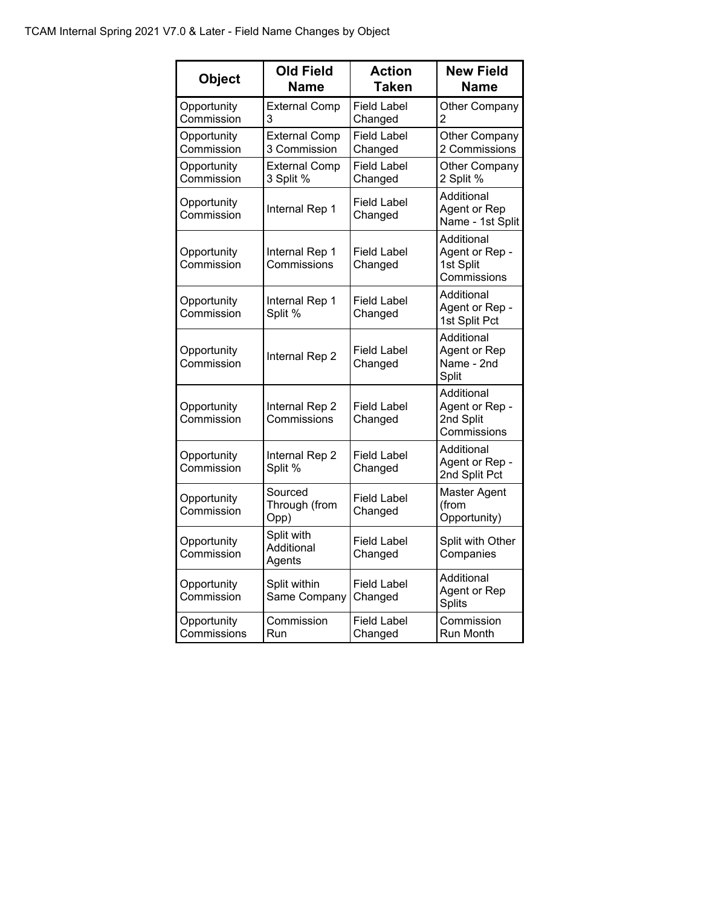| Object | Old Field Name | Action Taken | New Field Name |
|---|---|---|---|
| Opportunity Commission | External Comp 3 | Field Label Changed | Other Company 2 |
| Opportunity Commission | External Comp 3 Commission | Field Label Changed | Other Company 2 Commissions |
| Opportunity Commission | External Comp 3 Split % | Field Label Changed | Other Company 2 Split % |
| Opportunity Commission | Internal Rep 1 | Field Label Changed | Additional Agent or Rep Name - 1st Split |
| Opportunity Commission | Internal Rep 1 Commissions | Field Label Changed | Additional Agent or Rep - 1st Split Commissions |
| Opportunity Commission | Internal Rep 1 Split % | Field Label Changed | Additional Agent or Rep - 1st Split Pct |
| Opportunity Commission | Internal Rep 2 | Field Label Changed | Additional Agent or Rep Name - 2nd Split |
| Opportunity Commission | Internal Rep 2 Commissions | Field Label Changed | Additional Agent or Rep - 2nd Split Commissions |
| Opportunity Commission | Internal Rep 2 Split % | Field Label Changed | Additional Agent or Rep - 2nd Split Pct |
| Opportunity Commission | Sourced Through (from Opp) | Field Label Changed | Master Agent (from Opportunity) |
| Opportunity Commission | Split with Additional Agents | Field Label Changed | Split with Other Companies |
| Opportunity Commission | Split within Same Company | Field Label Changed | Additional Agent or Rep Splits |
| Opportunity Commissions | Commission Run | Field Label Changed | Commission Run Month |